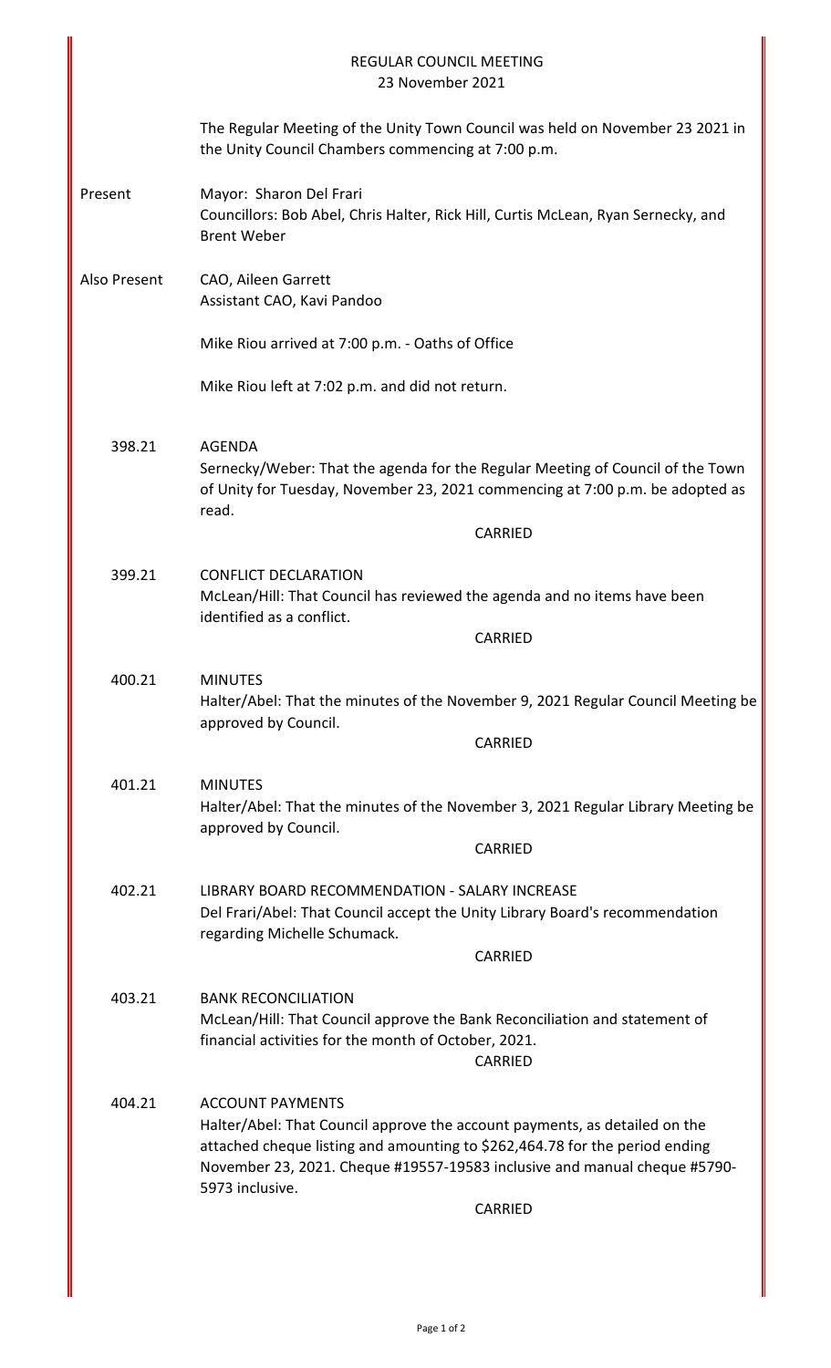# REGULAR COUNCIL MEETING
## 23 November 2021

The Regular Meeting of the Unity Town Council was held on November 23 2021 in the Unity Council Chambers commencing at 7:00 p.m.

**Present**
Mayor: Sharon Del Frari
Councillors: Bob Abel, Chris Halter, Rick Hill, Curtis McLean, Ryan Sernecky, and Brent Weber

**Also Present**
CAO, Aileen Garrett
Assistant CAO, Kavi Pandoo

Mike Riou arrived at 7:00 p.m. - Oaths of Office

Mike Riou left at 7:02 p.m. and did not return.

**398.21 AGENDA**
Sernecky/Weber: That the agenda for the Regular Meeting of Council of the Town of Unity for Tuesday, November 23, 2021 commencing at 7:00 p.m. be adopted as read.

CARRIED

**399.21 CONFLICT DECLARATION**
McLean/Hill: That Council has reviewed the agenda and no items have been identified as a conflict.

CARRIED

**400.21 MINUTES**
Halter/Abel: That the minutes of the November 9, 2021 Regular Council Meeting be approved by Council.

CARRIED

**401.21 MINUTES**
Halter/Abel: That the minutes of the November 3, 2021 Regular Library Meeting be approved by Council.

CARRIED

**402.21 LIBRARY BOARD RECOMMENDATION - SALARY INCREASE**
Del Frari/Abel: That Council accept the Unity Library Board's recommendation regarding Michelle Schumack.

CARRIED

**403.21 BANK RECONCILIATION**
McLean/Hill: That Council approve the Bank Reconciliation and statement of financial activities for the month of October, 2021.

CARRIED

**404.21 ACCOUNT PAYMENTS**
Halter/Abel: That Council approve the account payments, as detailed on the attached cheque listing and amounting to $262,464.78 for the period ending November 23, 2021. Cheque #19557-19583 inclusive and manual cheque #5790-5973 inclusive.

CARRIED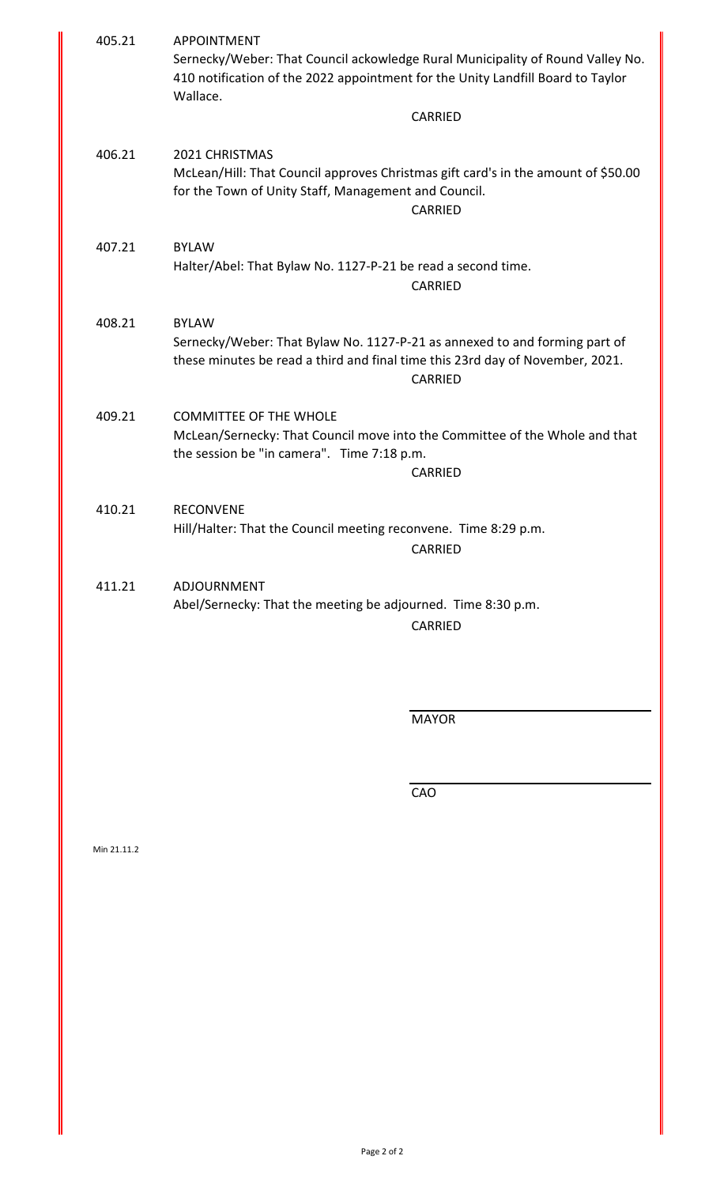405.21 APPOINTMENT
Sernecky/Weber: That Council ackowledge Rural Municipality of Round Valley No. 410 notification of the 2022 appointment for the Unity Landfill Board to Taylor Wallace.

CARRIED

406.21 2021 CHRISTMAS
McLean/Hill: That Council approves Christmas gift card's in the amount of $50.00 for the Town of Unity Staff, Management and Council.

CARRIED

407.21 BYLAW
Halter/Abel: That Bylaw No. 1127-P-21 be read a second time.

CARRIED

408.21 BYLAW
Sernecky/Weber: That Bylaw No. 1127-P-21 as annexed to and forming part of these minutes be read a third and final time this 23rd day of November, 2021.

CARRIED

409.21 COMMITTEE OF THE WHOLE
McLean/Sernecky: That Council move into the Committee of the Whole and that the session be "in camera". Time 7:18 p.m.

CARRIED

410.21 RECONVENE
Hill/Halter: That the Council meeting reconvene. Time 8:29 p.m.

CARRIED

411.21 ADJOURNMENT
Abel/Sernecky: That the meeting be adjourned. Time 8:30 p.m.

CARRIED

MAYOR

CAO

Min 21.11.2